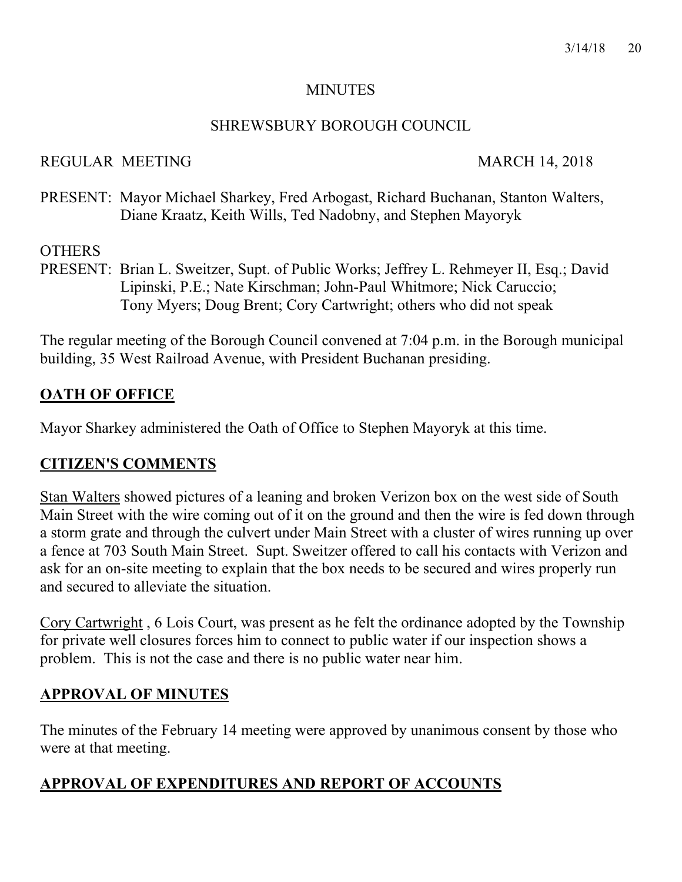# MINUTES

## SHREWSBURY BOROUGH COUNCIL

REGULAR MEETING MARCH 14, 2018

PRESENT: Mayor Michael Sharkey, Fred Arbogast, Richard Buchanan, Stanton Walters, Diane Kraatz, Keith Wills, Ted Nadobny, and Stephen Mayoryk

OTHERS PRESENT: Brian L. Sweitzer, Supt. of Public Works; Jeffrey L. Rehmeyer II, Esq.; David Lipinski, P.E.; Nate Kirschman; John-Paul Whitmore; Nick Caruccio; Tony Myers; Doug Brent; Cory Cartwright; others who did not speak

The regular meeting of the Borough Council convened at 7:04 p.m. in the Borough municipal building, 35 West Railroad Avenue, with President Buchanan presiding.

## OATH OF OFFICE

Mayor Sharkey administered the Oath of Office to Stephen Mayoryk at this time.

## CITIZEN'S COMMENTS

Stan Walters showed pictures of a leaning and broken Verizon box on the west side of South Main Street with the wire coming out of it on the ground and then the wire is fed down through a storm grate and through the culvert under Main Street with a cluster of wires running up over a fence at 703 South Main Street. Supt. Sweitzer offered to call his contacts with Verizon and ask for an on-site meeting to explain that the box needs to be secured and wires properly run and secured to alleviate the situation.

Cory Cartwright , 6 Lois Court, was present as he felt the ordinance adopted by the Township for private well closures forces him to connect to public water if our inspection shows a problem. This is not the case and there is no public water near him.

## APPROVAL OF MINUTES

The minutes of the February 14 meeting were approved by unanimous consent by those who were at that meeting.

## APPROVAL OF EXPENDITURES AND REPORT OF ACCOUNTS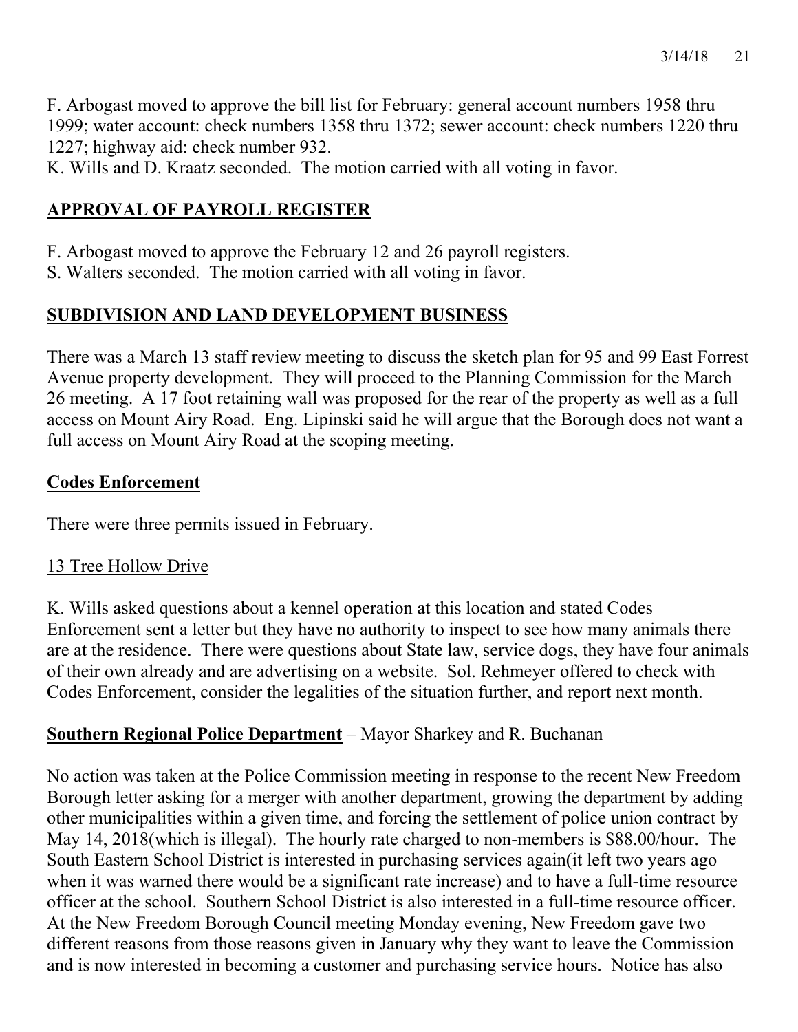F. Arbogast moved to approve the bill list for February: general account numbers 1958 thru 1999; water account: check numbers 1358 thru 1372; sewer account: check numbers 1220 thru 1227; highway aid: check number 932.
K. Wills and D. Kraatz seconded. The motion carried with all voting in favor.

## APPROVAL OF PAYROLL REGISTER

F. Arbogast moved to approve the February 12 and 26 payroll registers.
S. Walters seconded. The motion carried with all voting in favor.

## SUBDIVISION AND LAND DEVELOPMENT BUSINESS

There was a March 13 staff review meeting to discuss the sketch plan for 95 and 99 East Forrest Avenue property development. They will proceed to the Planning Commission for the March 26 meeting. A 17 foot retaining wall was proposed for the rear of the property as well as a full access on Mount Airy Road. Eng. Lipinski said he will argue that the Borough does not want a full access on Mount Airy Road at the scoping meeting.

## Codes Enforcement

There were three permits issued in February.

### 13 Tree Hollow Drive

K. Wills asked questions about a kennel operation at this location and stated Codes Enforcement sent a letter but they have no authority to inspect to see how many animals there are at the residence. There were questions about State law, service dogs, they have four animals of their own already and are advertising on a website. Sol. Rehmeyer offered to check with Codes Enforcement, consider the legalities of the situation further, and report next month.

## Southern Regional Police Department – Mayor Sharkey and R. Buchanan

No action was taken at the Police Commission meeting in response to the recent New Freedom Borough letter asking for a merger with another department, growing the department by adding other municipalities within a given time, and forcing the settlement of police union contract by May 14, 2018(which is illegal). The hourly rate charged to non-members is $88.00/hour. The South Eastern School District is interested in purchasing services again(it left two years ago when it was warned there would be a significant rate increase) and to have a full-time resource officer at the school. Southern School District is also interested in a full-time resource officer. At the New Freedom Borough Council meeting Monday evening, New Freedom gave two different reasons from those reasons given in January why they want to leave the Commission and is now interested in becoming a customer and purchasing service hours. Notice has also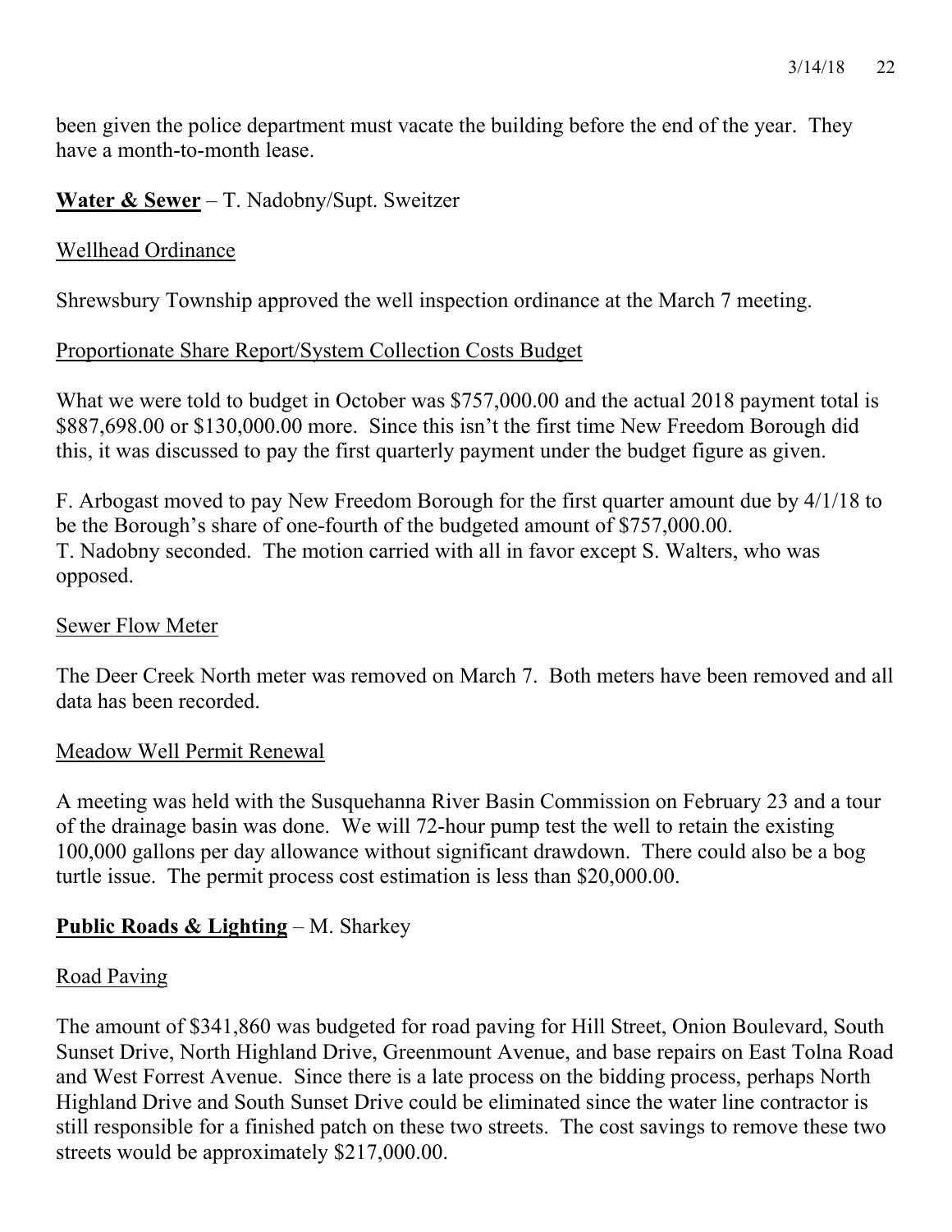been given the police department must vacate the building before the end of the year. They have a month-to-month lease.

**Water & Sewer** – T. Nadobny/Supt. Sweitzer

Wellhead Ordinance

Shrewsbury Township approved the well inspection ordinance at the March 7 meeting.

Proportionate Share Report/System Collection Costs Budget

What we were told to budget in October was $757,000.00 and the actual 2018 payment total is $887,698.00 or $130,000.00 more. Since this isn't the first time New Freedom Borough did this, it was discussed to pay the first quarterly payment under the budget figure as given.

F. Arbogast moved to pay New Freedom Borough for the first quarter amount due by 4/1/18 to be the Borough's share of one-fourth of the budgeted amount of $757,000.00.
T. Nadobny seconded. The motion carried with all in favor except S. Walters, who was opposed.

Sewer Flow Meter

The Deer Creek North meter was removed on March 7. Both meters have been removed and all data has been recorded.

Meadow Well Permit Renewal

A meeting was held with the Susquehanna River Basin Commission on February 23 and a tour of the drainage basin was done. We will 72-hour pump test the well to retain the existing 100,000 gallons per day allowance without significant drawdown. There could also be a bog turtle issue. The permit process cost estimation is less than $20,000.00.

**Public Roads & Lighting** – M. Sharkey

Road Paving

The amount of $341,860 was budgeted for road paving for Hill Street, Onion Boulevard, South Sunset Drive, North Highland Drive, Greenmount Avenue, and base repairs on East Tolna Road and West Forrest Avenue. Since there is a late process on the bidding process, perhaps North Highland Drive and South Sunset Drive could be eliminated since the water line contractor is still responsible for a finished patch on these two streets. The cost savings to remove these two streets would be approximately $217,000.00.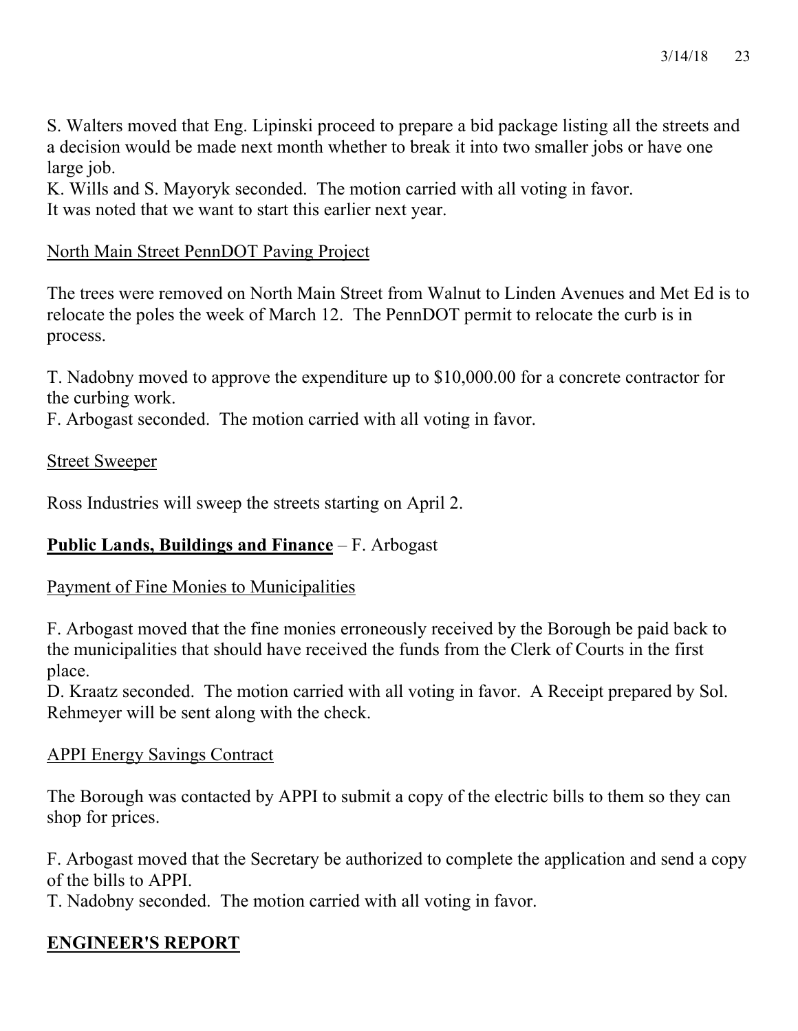S. Walters moved that Eng. Lipinski proceed to prepare a bid package listing all the streets and a decision would be made next month whether to break it into two smaller jobs or have one large job.
K. Wills and S. Mayoryk seconded. The motion carried with all voting in favor.
It was noted that we want to start this earlier next year.

North Main Street PennDOT Paving Project

The trees were removed on North Main Street from Walnut to Linden Avenues and Met Ed is to relocate the poles the week of March 12. The PennDOT permit to relocate the curb is in process.

T. Nadobny moved to approve the expenditure up to $10,000.00 for a concrete contractor for the curbing work.
F. Arbogast seconded. The motion carried with all voting in favor.

Street Sweeper

Ross Industries will sweep the streets starting on April 2.

## **Public Lands, Buildings and Finance** – F. Arbogast

Payment of Fine Monies to Municipalities

F. Arbogast moved that the fine monies erroneously received by the Borough be paid back to the municipalities that should have received the funds from the Clerk of Courts in the first place.
D. Kraatz seconded. The motion carried with all voting in favor. A Receipt prepared by Sol. Rehmeyer will be sent along with the check.

APPI Energy Savings Contract

The Borough was contacted by APPI to submit a copy of the electric bills to them so they can shop for prices.

F. Arbogast moved that the Secretary be authorized to complete the application and send a copy of the bills to APPI.
T. Nadobny seconded. The motion carried with all voting in favor.

## **ENGINEER'S REPORT**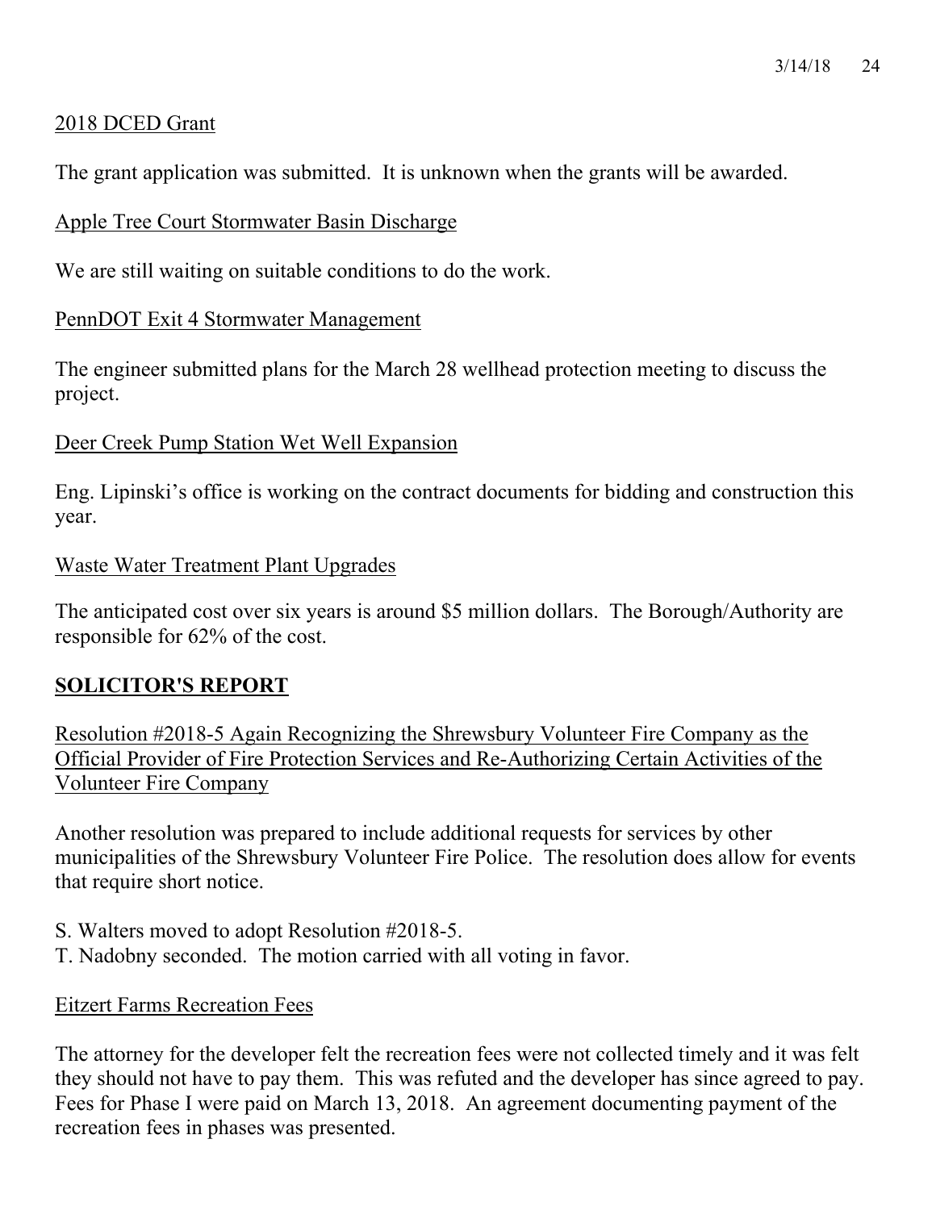2018 DCED Grant

The grant application was submitted. It is unknown when the grants will be awarded.

Apple Tree Court Stormwater Basin Discharge

We are still waiting on suitable conditions to do the work.

PennDOT Exit 4 Stormwater Management

The engineer submitted plans for the March 28 wellhead protection meeting to discuss the project.

Deer Creek Pump Station Wet Well Expansion

Eng. Lipinski's office is working on the contract documents for bidding and construction this year.

Waste Water Treatment Plant Upgrades

The anticipated cost over six years is around $5 million dollars. The Borough/Authority are responsible for 62% of the cost.

## SOLICITOR'S REPORT

Resolution #2018-5 Again Recognizing the Shrewsbury Volunteer Fire Company as the Official Provider of Fire Protection Services and Re-Authorizing Certain Activities of the Volunteer Fire Company

Another resolution was prepared to include additional requests for services by other municipalities of the Shrewsbury Volunteer Fire Police. The resolution does allow for events that require short notice.

S. Walters moved to adopt Resolution #2018-5.
T. Nadobny seconded. The motion carried with all voting in favor.

Eitzert Farms Recreation Fees

The attorney for the developer felt the recreation fees were not collected timely and it was felt they should not have to pay them. This was refuted and the developer has since agreed to pay. Fees for Phase I were paid on March 13, 2018. An agreement documenting payment of the recreation fees in phases was presented.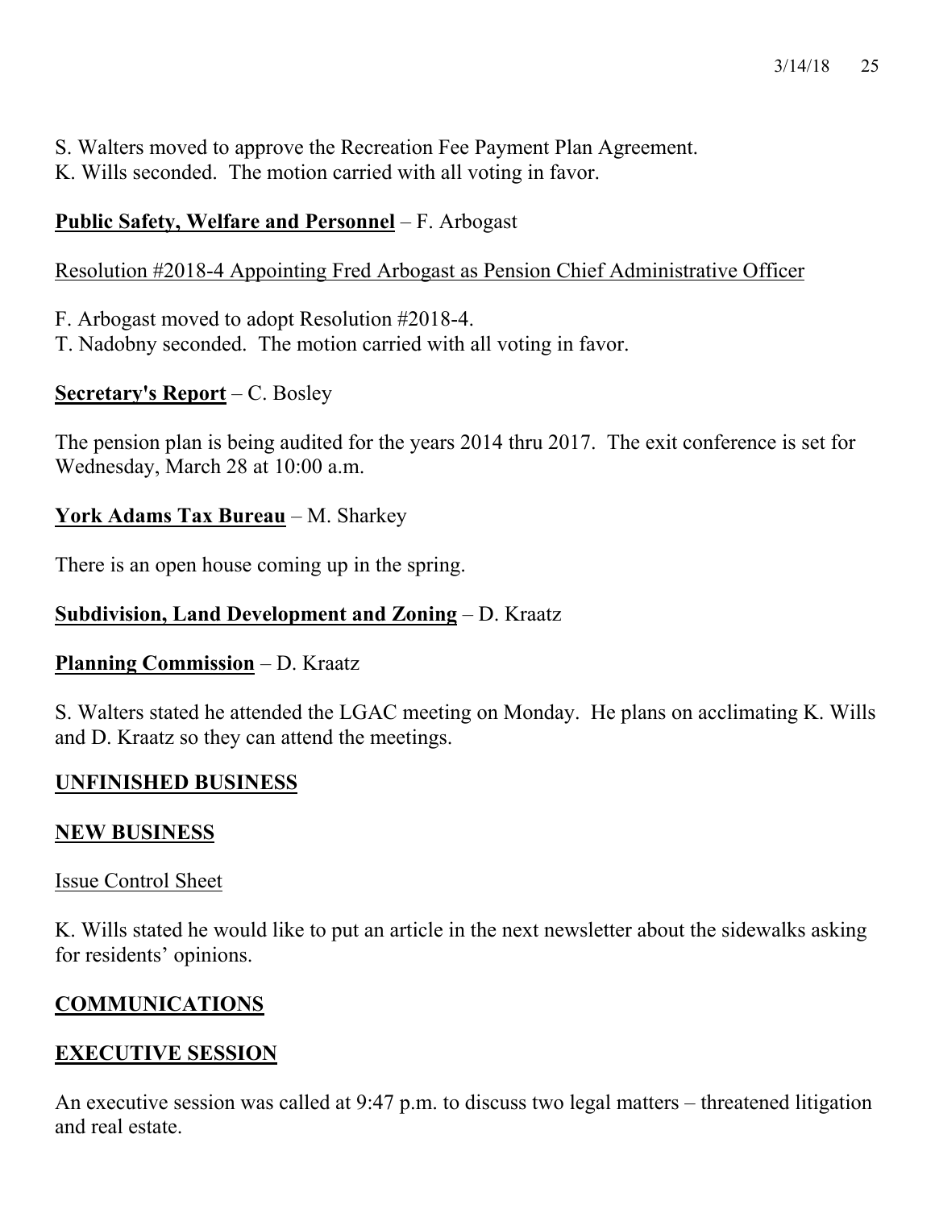S. Walters moved to approve the Recreation Fee Payment Plan Agreement.
K. Wills seconded. The motion carried with all voting in favor.

**Public Safety, Welfare and Personnel** – F. Arbogast

Resolution #2018-4 Appointing Fred Arbogast as Pension Chief Administrative Officer

F. Arbogast moved to adopt Resolution #2018-4.
T. Nadobny seconded. The motion carried with all voting in favor.

**Secretary's Report** – C. Bosley

The pension plan is being audited for the years 2014 thru 2017. The exit conference is set for Wednesday, March 28 at 10:00 a.m.

**York Adams Tax Bureau** – M. Sharkey

There is an open house coming up in the spring.

**Subdivision, Land Development and Zoning** – D. Kraatz

**Planning Commission** – D. Kraatz

S. Walters stated he attended the LGAC meeting on Monday. He plans on acclimating K. Wills and D. Kraatz so they can attend the meetings.

## UNFINISHED BUSINESS

## NEW BUSINESS

Issue Control Sheet

K. Wills stated he would like to put an article in the next newsletter about the sidewalks asking for residents' opinions.

## COMMUNICATIONS

## EXECUTIVE SESSION

An executive session was called at 9:47 p.m. to discuss two legal matters – threatened litigation and real estate.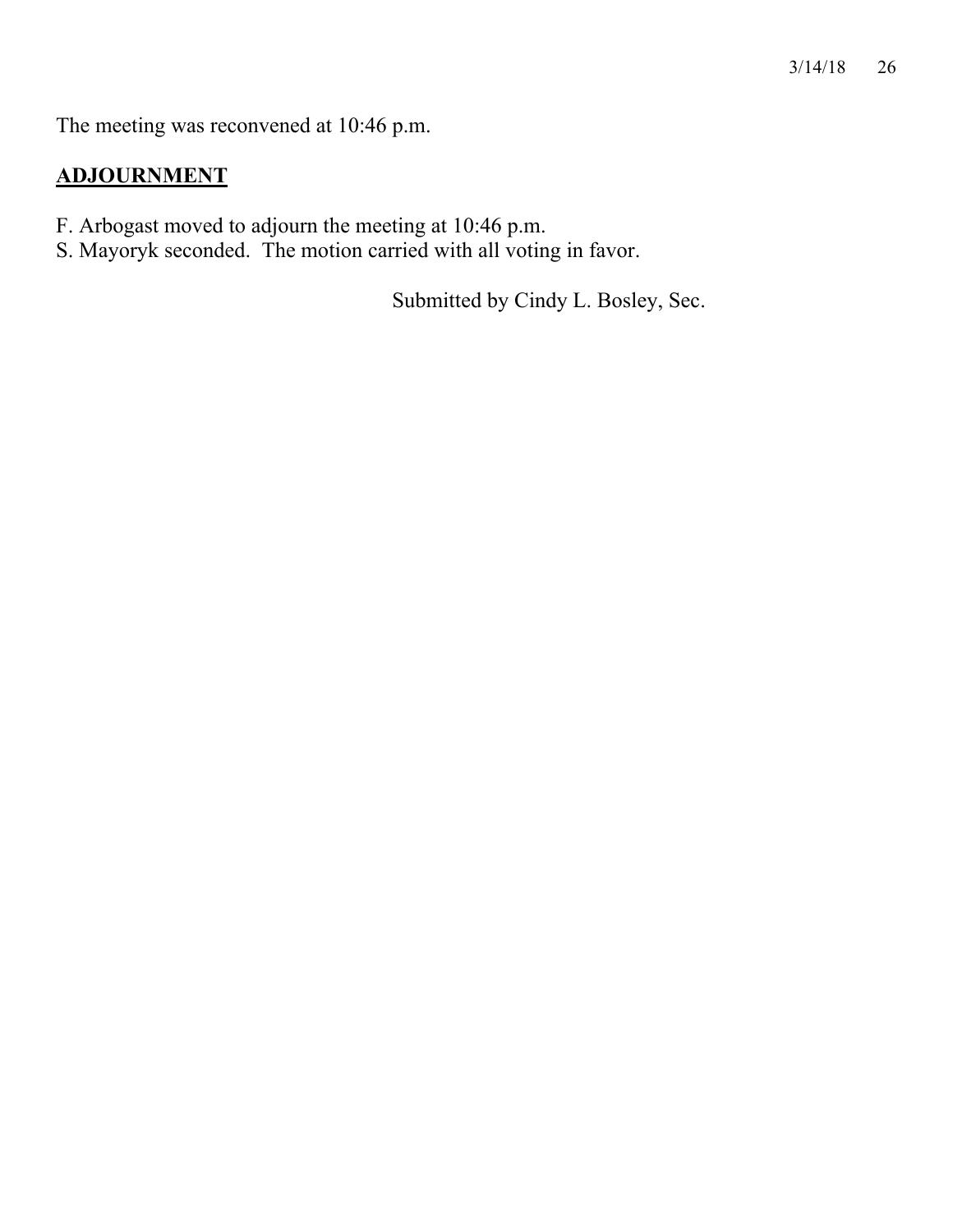The meeting was reconvened at 10:46 p.m.

## **ADJOURNMENT**

F. Arbogast moved to adjourn the meeting at 10:46 p.m.
S. Mayoryk seconded. The motion carried with all voting in favor.

Submitted by Cindy L. Bosley, Sec.